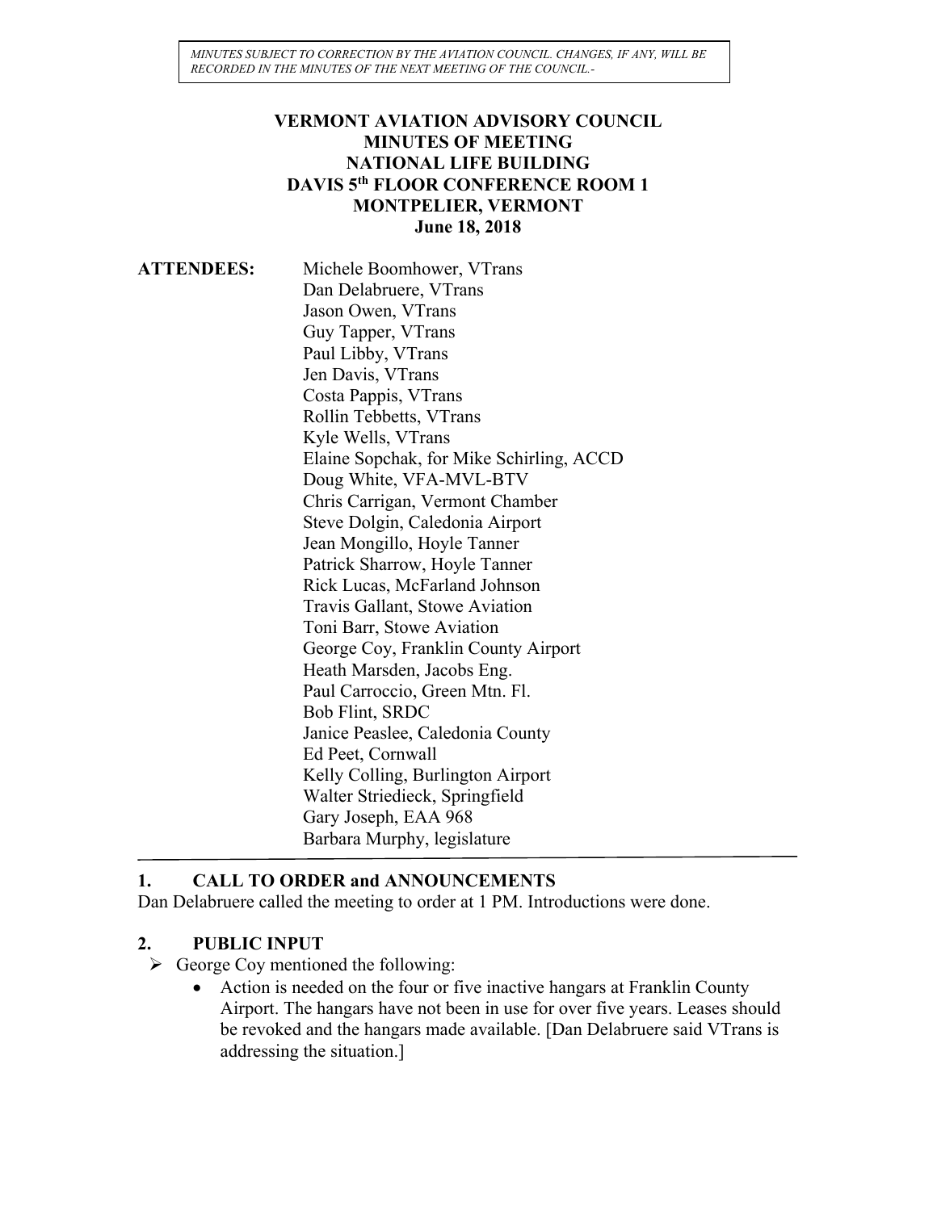*MINUTES SUBJECT TO CORRECTION BY THE AVIATION COUNCIL. CHANGES, IF ANY, WILL BE RECORDED IN THE MINUTES OF THE NEXT MEETING OF THE COUNCIL.-*

**VERMONT AVIATION ADVISORY COUNCIL**
**MINUTES OF MEETING**
**NATIONAL LIFE BUILDING**
**DAVIS 5th FLOOR CONFERENCE ROOM 1**
**MONTPELIER, VERMONT**
**June 18, 2018**

**ATTENDEES:**

Michele Boomhower, VTrans
Dan Delabruere, VTrans
Jason Owen, VTrans
Guy Tapper, VTrans
Paul Libby, VTrans
Jen Davis, VTrans
Costa Pappis, VTrans
Rollin Tebbetts, VTrans
Kyle Wells, VTrans
Elaine Sopchak, for Mike Schirling, ACCD
Doug White, VFA-MVL-BTV
Chris Carrigan, Vermont Chamber
Steve Dolgin, Caledonia Airport
Jean Mongillo, Hoyle Tanner
Patrick Sharrow, Hoyle Tanner
Rick Lucas, McFarland Johnson
Travis Gallant, Stowe Aviation
Toni Barr, Stowe Aviation
George Coy, Franklin County Airport
Heath Marsden, Jacobs Eng.
Paul Carroccio, Green Mtn. Fl.
Bob Flint, SRDC
Janice Peaslee, Caledonia County
Ed Peet, Cornwall
Kelly Colling, Burlington Airport
Walter Striedieck, Springfield
Gary Joseph, EAA 968
Barbara Murphy, legislature

## 1. CALL TO ORDER and ANNOUNCEMENTS

Dan Delabruere called the meeting to order at 1 PM. Introductions were done.

## 2. PUBLIC INPUT

- George Coy mentioned the following:
  - Action is needed on the four or five inactive hangars at Franklin County Airport. The hangars have not been in use for over five years. Leases should be revoked and the hangars made available. [Dan Delabruere said VTrans is addressing the situation.]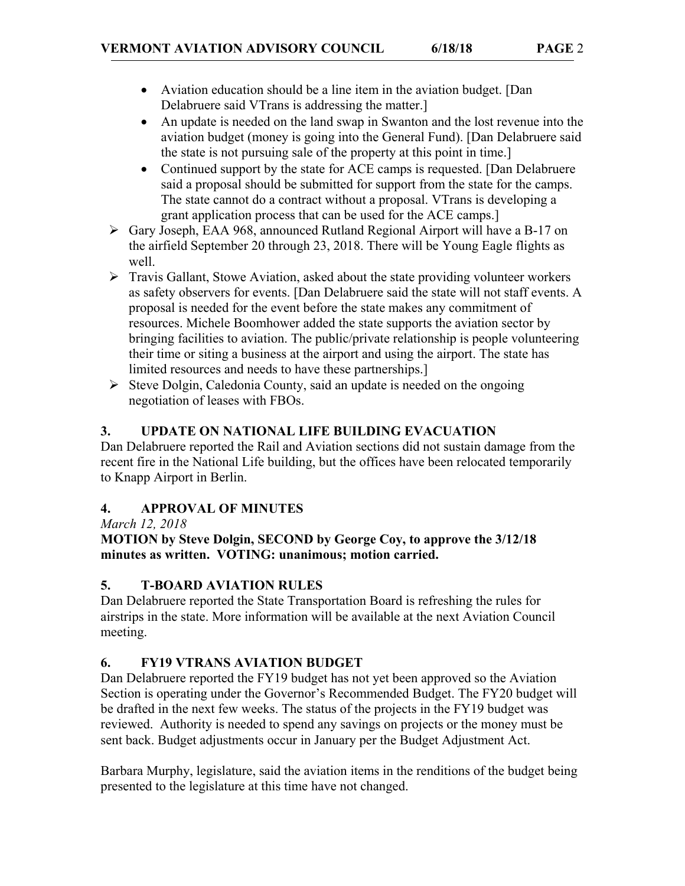- Aviation education should be a line item in the aviation budget. [Dan Delabruere said VTrans is addressing the matter.]
- An update is needed on the land swap in Swanton and the lost revenue into the aviation budget (money is going into the General Fund). [Dan Delabruere said the state is not pursuing sale of the property at this point in time.]
- Continued support by the state for ACE camps is requested. [Dan Delabruere said a proposal should be submitted for support from the state for the camps. The state cannot do a contract without a proposal. VTrans is developing a grant application process that can be used for the ACE camps.]

➢ Gary Joseph, EAA 968, announced Rutland Regional Airport will have a B-17 on the airfield September 20 through 23, 2018. There will be Young Eagle flights as well.

➢ Travis Gallant, Stowe Aviation, asked about the state providing volunteer workers as safety observers for events. [Dan Delabruere said the state will not staff events. A proposal is needed for the event before the state makes any commitment of resources. Michele Boomhower added the state supports the aviation sector by bringing facilities to aviation. The public/private relationship is people volunteering their time or siting a business at the airport and using the airport. The state has limited resources and needs to have these partnerships.]

➢ Steve Dolgin, Caledonia County, said an update is needed on the ongoing negotiation of leases with FBOs.

## 3. UPDATE ON NATIONAL LIFE BUILDING EVACUATION

Dan Delabruere reported the Rail and Aviation sections did not sustain damage from the recent fire in the National Life building, but the offices have been relocated temporarily to Knapp Airport in Berlin.

## 4. APPROVAL OF MINUTES

*March 12, 2018*

**MOTION by Steve Dolgin, SECOND by George Coy, to approve the 3/12/18 minutes as written. VOTING: unanimous; motion carried.**

## 5. T-BOARD AVIATION RULES

Dan Delabruere reported the State Transportation Board is refreshing the rules for airstrips in the state. More information will be available at the next Aviation Council meeting.

## 6. FY19 VTRANS AVIATION BUDGET

Dan Delabruere reported the FY19 budget has not yet been approved so the Aviation Section is operating under the Governor's Recommended Budget. The FY20 budget will be drafted in the next few weeks. The status of the projects in the FY19 budget was reviewed. Authority is needed to spend any savings on projects or the money must be sent back. Budget adjustments occur in January per the Budget Adjustment Act.

Barbara Murphy, legislature, said the aviation items in the renditions of the budget being presented to the legislature at this time have not changed.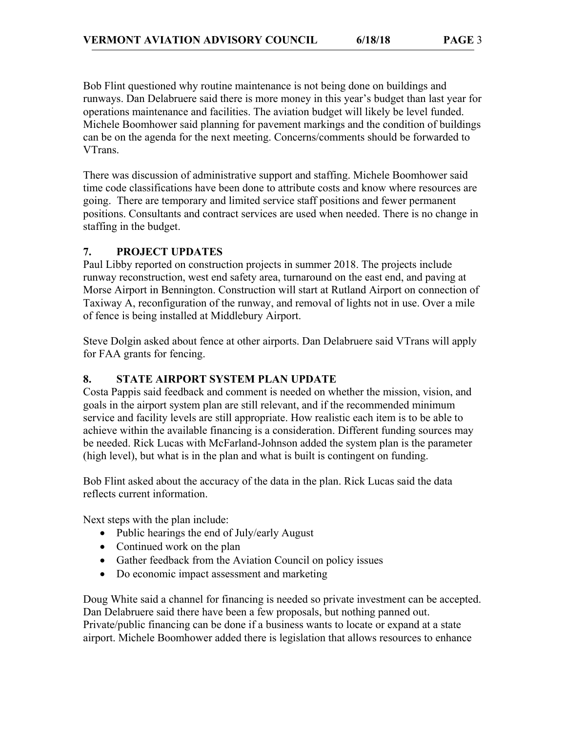Bob Flint questioned why routine maintenance is not being done on buildings and runways. Dan Delabruere said there is more money in this year's budget than last year for operations maintenance and facilities. The aviation budget will likely be level funded. Michele Boomhower said planning for pavement markings and the condition of buildings can be on the agenda for the next meeting. Concerns/comments should be forwarded to VTrans.

There was discussion of administrative support and staffing. Michele Boomhower said time code classifications have been done to attribute costs and know where resources are going. There are temporary and limited service staff positions and fewer permanent positions. Consultants and contract services are used when needed. There is no change in staffing in the budget.

## 7. PROJECT UPDATES

Paul Libby reported on construction projects in summer 2018. The projects include runway reconstruction, west end safety area, turnaround on the east end, and paving at Morse Airport in Bennington. Construction will start at Rutland Airport on connection of Taxiway A, reconfiguration of the runway, and removal of lights not in use. Over a mile of fence is being installed at Middlebury Airport.

Steve Dolgin asked about fence at other airports. Dan Delabruere said VTrans will apply for FAA grants for fencing.

## 8. STATE AIRPORT SYSTEM PLAN UPDATE

Costa Pappis said feedback and comment is needed on whether the mission, vision, and goals in the airport system plan are still relevant, and if the recommended minimum service and facility levels are still appropriate. How realistic each item is to be able to achieve within the available financing is a consideration. Different funding sources may be needed. Rick Lucas with McFarland-Johnson added the system plan is the parameter (high level), but what is in the plan and what is built is contingent on funding.

Bob Flint asked about the accuracy of the data in the plan. Rick Lucas said the data reflects current information.

Next steps with the plan include:

- Public hearings the end of July/early August
- Continued work on the plan
- Gather feedback from the Aviation Council on policy issues
- Do economic impact assessment and marketing

Doug White said a channel for financing is needed so private investment can be accepted. Dan Delabruere said there have been a few proposals, but nothing panned out. Private/public financing can be done if a business wants to locate or expand at a state airport. Michele Boomhower added there is legislation that allows resources to enhance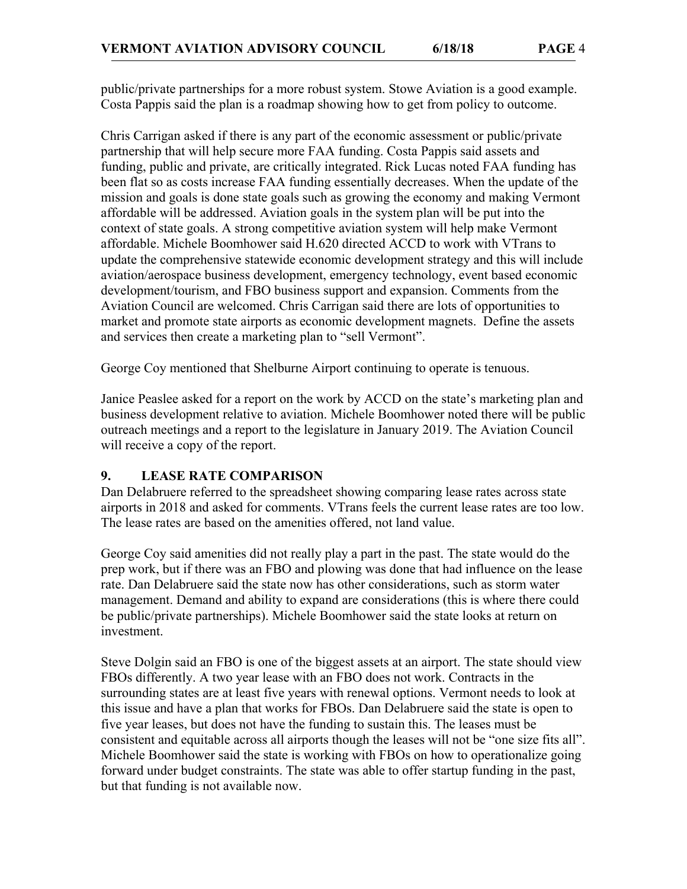public/private partnerships for a more robust system. Stowe Aviation is a good example. Costa Pappis said the plan is a roadmap showing how to get from policy to outcome.

Chris Carrigan asked if there is any part of the economic assessment or public/private partnership that will help secure more FAA funding. Costa Pappis said assets and funding, public and private, are critically integrated. Rick Lucas noted FAA funding has been flat so as costs increase FAA funding essentially decreases. When the update of the mission and goals is done state goals such as growing the economy and making Vermont affordable will be addressed. Aviation goals in the system plan will be put into the context of state goals. A strong competitive aviation system will help make Vermont affordable. Michele Boomhower said H.620 directed ACCD to work with VTrans to update the comprehensive statewide economic development strategy and this will include aviation/aerospace business development, emergency technology, event based economic development/tourism, and FBO business support and expansion. Comments from the Aviation Council are welcomed. Chris Carrigan said there are lots of opportunities to market and promote state airports as economic development magnets. Define the assets and services then create a marketing plan to "sell Vermont".

George Coy mentioned that Shelburne Airport continuing to operate is tenuous.

Janice Peaslee asked for a report on the work by ACCD on the state's marketing plan and business development relative to aviation. Michele Boomhower noted there will be public outreach meetings and a report to the legislature in January 2019. The Aviation Council will receive a copy of the report.

## 9. LEASE RATE COMPARISON

Dan Delabruere referred to the spreadsheet showing comparing lease rates across state airports in 2018 and asked for comments. VTrans feels the current lease rates are too low. The lease rates are based on the amenities offered, not land value.

George Coy said amenities did not really play a part in the past. The state would do the prep work, but if there was an FBO and plowing was done that had influence on the lease rate. Dan Delabruere said the state now has other considerations, such as storm water management. Demand and ability to expand are considerations (this is where there could be public/private partnerships). Michele Boomhower said the state looks at return on investment.

Steve Dolgin said an FBO is one of the biggest assets at an airport. The state should view FBOs differently. A two year lease with an FBO does not work. Contracts in the surrounding states are at least five years with renewal options. Vermont needs to look at this issue and have a plan that works for FBOs. Dan Delabruere said the state is open to five year leases, but does not have the funding to sustain this. The leases must be consistent and equitable across all airports though the leases will not be "one size fits all". Michele Boomhower said the state is working with FBOs on how to operationalize going forward under budget constraints. The state was able to offer startup funding in the past, but that funding is not available now.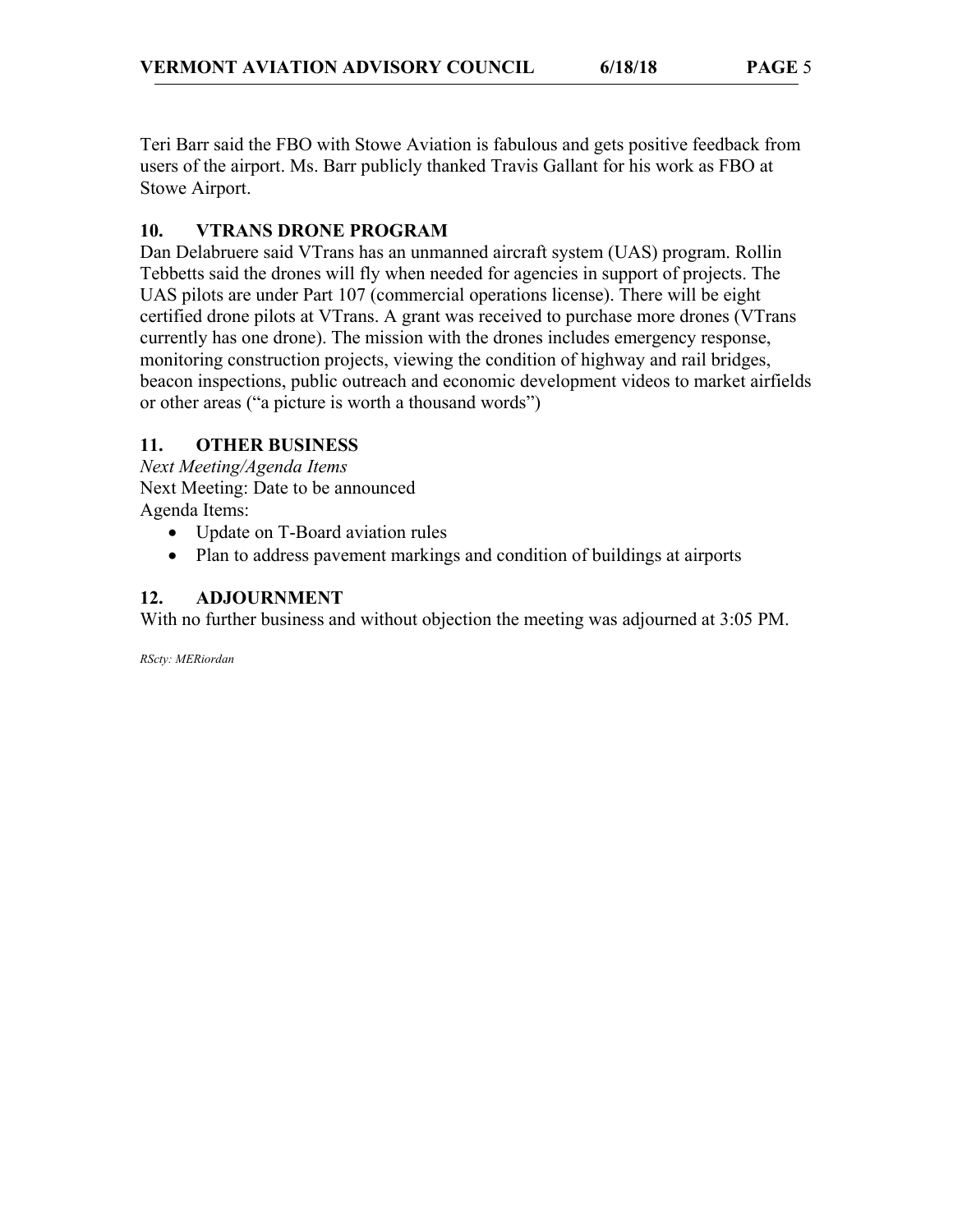Teri Barr said the FBO with Stowe Aviation is fabulous and gets positive feedback from users of the airport. Ms. Barr publicly thanked Travis Gallant for his work as FBO at Stowe Airport.

## 10. VTRANS DRONE PROGRAM

Dan Delabruere said VTrans has an unmanned aircraft system (UAS) program. Rollin Tebbetts said the drones will fly when needed for agencies in support of projects. The UAS pilots are under Part 107 (commercial operations license). There will be eight certified drone pilots at VTrans. A grant was received to purchase more drones (VTrans currently has one drone). The mission with the drones includes emergency response, monitoring construction projects, viewing the condition of highway and rail bridges, beacon inspections, public outreach and economic development videos to market airfields or other areas ("a picture is worth a thousand words")

## 11. OTHER BUSINESS

*Next Meeting/Agenda Items*

Next Meeting: Date to be announced

Agenda Items:

- Update on T-Board aviation rules
- Plan to address pavement markings and condition of buildings at airports

## 12. ADJOURNMENT

With no further business and without objection the meeting was adjourned at 3:05 PM.

*RScty: MERiordan*